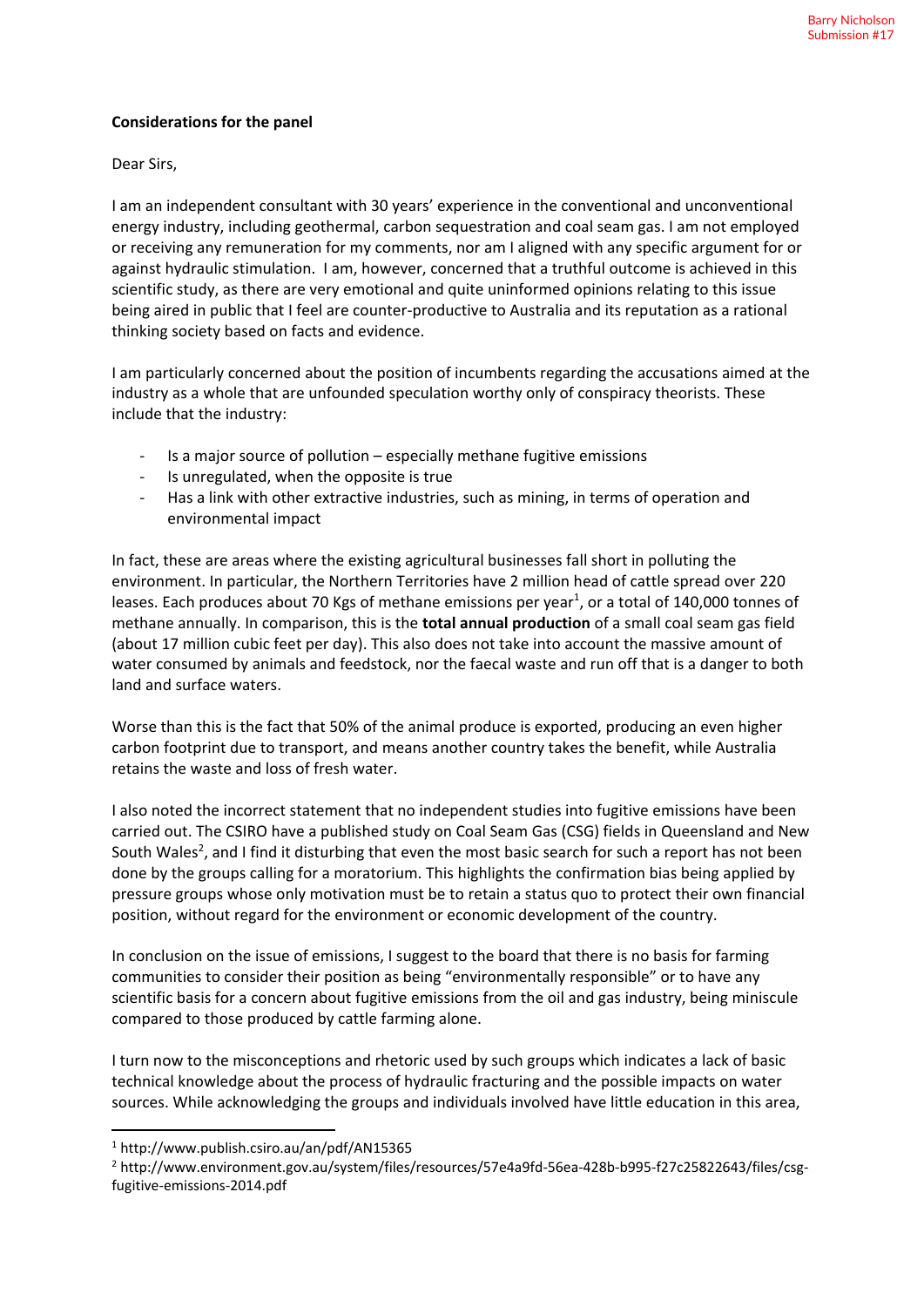Barry Nicholson
Submission #17

**Considerations for the panel**

Dear Sirs,

I am an independent consultant with 30 years' experience in the conventional and unconventional energy industry, including geothermal, carbon sequestration and coal seam gas. I am not employed or receiving any remuneration for my comments, nor am I aligned with any specific argument for or against hydraulic stimulation. I am, however, concerned that a truthful outcome is achieved in this scientific study, as there are very emotional and quite uninformed opinions relating to this issue being aired in public that I feel are counter-productive to Australia and its reputation as a rational thinking society based on facts and evidence.

I am particularly concerned about the position of incumbents regarding the accusations aimed at the industry as a whole that are unfounded speculation worthy only of conspiracy theorists. These include that the industry:

- Is a major source of pollution – especially methane fugitive emissions
- Is unregulated, when the opposite is true
- Has a link with other extractive industries, such as mining, in terms of operation and environmental impact

In fact, these are areas where the existing agricultural businesses fall short in polluting the environment. In particular, the Northern Territories have 2 million head of cattle spread over 220 leases. Each produces about 70 Kgs of methane emissions per year[1], or a total of 140,000 tonnes of methane annually. In comparison, this is the **total annual production** of a small coal seam gas field (about 17 million cubic feet per day). This also does not take into account the massive amount of water consumed by animals and feedstock, nor the faecal waste and run off that is a danger to both land and surface waters.

Worse than this is the fact that 50% of the animal produce is exported, producing an even higher carbon footprint due to transport, and means another country takes the benefit, while Australia retains the waste and loss of fresh water.

I also noted the incorrect statement that no independent studies into fugitive emissions have been carried out. The CSIRO have a published study on Coal Seam Gas (CSG) fields in Queensland and New South Wales[2], and I find it disturbing that even the most basic search for such a report has not been done by the groups calling for a moratorium. This highlights the confirmation bias being applied by pressure groups whose only motivation must be to retain a status quo to protect their own financial position, without regard for the environment or economic development of the country.

In conclusion on the issue of emissions, I suggest to the board that there is no basis for farming communities to consider their position as being "environmentally responsible" or to have any scientific basis for a concern about fugitive emissions from the oil and gas industry, being miniscule compared to those produced by cattle farming alone.

I turn now to the misconceptions and rhetoric used by such groups which indicates a lack of basic technical knowledge about the process of hydraulic fracturing and the possible impacts on water sources. While acknowledging the groups and individuals involved have little education in this area,

[1] http://www.publish.csiro.au/an/pdf/AN15365

[2] http://www.environment.gov.au/system/files/resources/57e4a9fd-56ea-428b-b995-f27c25822643/files/csg-fugitive-emissions-2014.pdf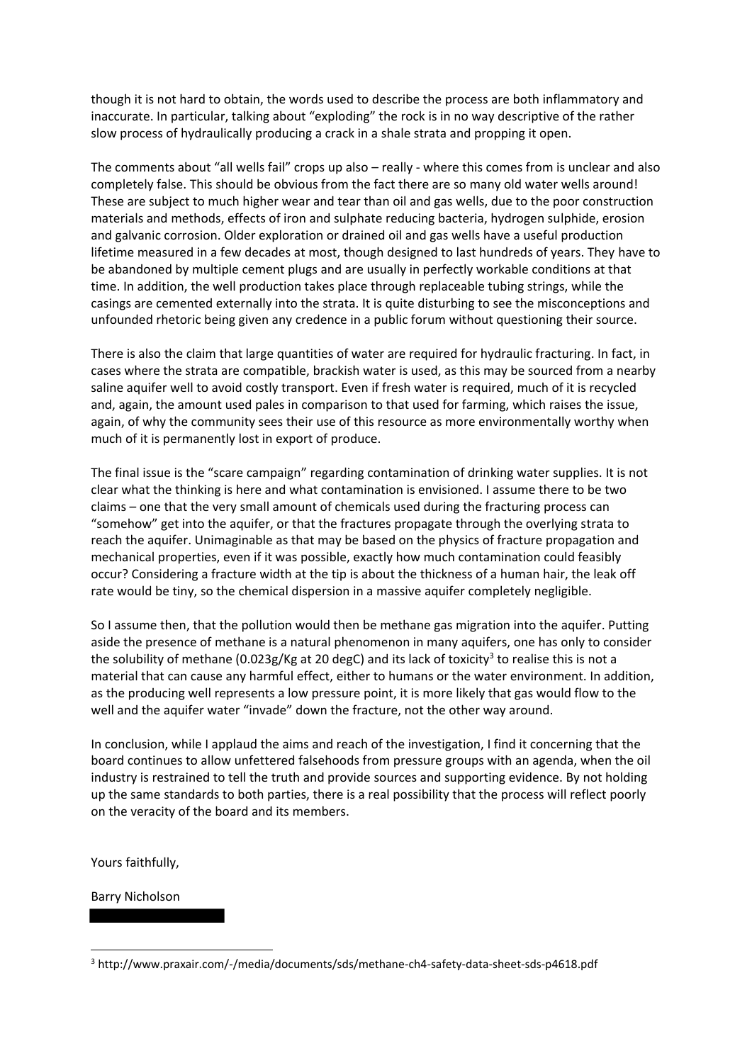though it is not hard to obtain, the words used to describe the process are both inflammatory and inaccurate. In particular, talking about "exploding" the rock is in no way descriptive of the rather slow process of hydraulically producing a crack in a shale strata and propping it open.

The comments about "all wells fail" crops up also – really - where this comes from is unclear and also completely false. This should be obvious from the fact there are so many old water wells around! These are subject to much higher wear and tear than oil and gas wells, due to the poor construction materials and methods, effects of iron and sulphate reducing bacteria, hydrogen sulphide, erosion and galvanic corrosion. Older exploration or drained oil and gas wells have a useful production lifetime measured in a few decades at most, though designed to last hundreds of years. They have to be abandoned by multiple cement plugs and are usually in perfectly workable conditions at that time. In addition, the well production takes place through replaceable tubing strings, while the casings are cemented externally into the strata. It is quite disturbing to see the misconceptions and unfounded rhetoric being given any credence in a public forum without questioning their source.

There is also the claim that large quantities of water are required for hydraulic fracturing. In fact, in cases where the strata are compatible, brackish water is used, as this may be sourced from a nearby saline aquifer well to avoid costly transport. Even if fresh water is required, much of it is recycled and, again, the amount used pales in comparison to that used for farming, which raises the issue, again, of why the community sees their use of this resource as more environmentally worthy when much of it is permanently lost in export of produce.

The final issue is the "scare campaign" regarding contamination of drinking water supplies. It is not clear what the thinking is here and what contamination is envisioned. I assume there to be two claims – one that the very small amount of chemicals used during the fracturing process can "somehow" get into the aquifer, or that the fractures propagate through the overlying strata to reach the aquifer. Unimaginable as that may be based on the physics of fracture propagation and mechanical properties, even if it was possible, exactly how much contamination could feasibly occur? Considering a fracture width at the tip is about the thickness of a human hair, the leak off rate would be tiny, so the chemical dispersion in a massive aquifer completely negligible.

So I assume then, that the pollution would then be methane gas migration into the aquifer. Putting aside the presence of methane is a natural phenomenon in many aquifers, one has only to consider the solubility of methane (0.023g/Kg at 20 degC) and its lack of toxicity[3] to realise this is not a material that can cause any harmful effect, either to humans or the water environment. In addition, as the producing well represents a low pressure point, it is more likely that gas would flow to the well and the aquifer water "invade" down the fracture, not the other way around.

In conclusion, while I applaud the aims and reach of the investigation, I find it concerning that the board continues to allow unfettered falsehoods from pressure groups with an agenda, when the oil industry is restrained to tell the truth and provide sources and supporting evidence. By not holding up the same standards to both parties, there is a real possibility that the process will reflect poorly on the veracity of the board and its members.

Yours faithfully,

Barry Nicholson

[3] http://www.praxair.com/-/media/documents/sds/methane-ch4-safety-data-sheet-sds-p4618.pdf